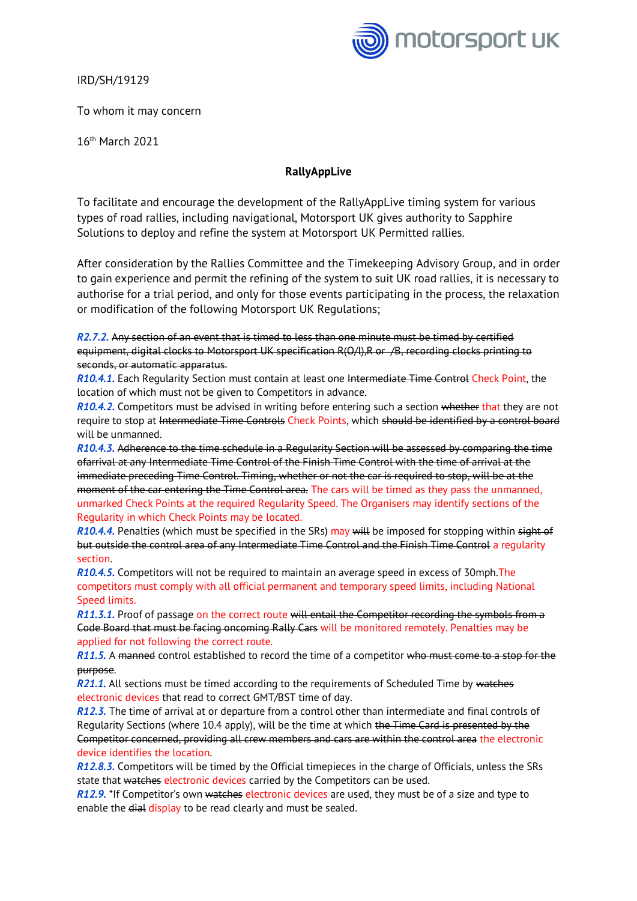IRD/SH/19129

To whom it may concern

16th March 2021

**RallyAppLive**

To facilitate and encourage the development of the RallyAppLive timing system for various types of road rallies, including navigational, Motorsport UK gives authority to Sapphire Solutions to deploy and refine the system at Motorsport UK Permitted rallies.

After consideration by the Rallies Committee and the Timekeeping Advisory Group, and in order to gain experience and permit the refining of the system to suit UK road rallies, it is necessary to authorise for a trial period, and only for those events participating in the process, the relaxation or modification of the following Motorsport UK Regulations;

***R2.7.2.*** ~~Any section of an event that is timed to less than one minute must be timed by certified equipment, digital clocks to Motorsport UK specification R(O/I),R or /B, recording clocks printing to seconds, or automatic apparatus.~~

***R10.4.1.*** Each Regularity Section must contain at least one ~~Intermediate Time Control~~ Check Point, the location of which must not be given to Competitors in advance.

***R10.4.2.*** Competitors must be advised in writing before entering such a section ~~whether~~ that they are not require to stop at ~~Intermediate Time Controls~~ Check Points, which ~~should be identified by a control board~~ will be unmanned.

***R10.4.3.*** ~~Adherence to the time schedule in a Regularity Section will be assessed by comparing the time ofarrival at any Intermediate Time Control of the Finish Time Control with the time of arrival at the immediate preceding Time Control. Timing, whether or not the car is required to stop, will be at the moment of the car entering the Time Control area.~~ The cars will be timed as they pass the unmanned, unmarked Check Points at the required Regularity Speed. The Organisers may identify sections of the Regularity in which Check Points may be located.

***R10.4.4.*** Penalties (which must be specified in the SRs) may ~~will~~ be imposed for stopping within ~~sight of but outside the control area of any Intermediate Time Control and the Finish Time Control~~ a regularity section.

***R10.4.5.*** Competitors will not be required to maintain an average speed in excess of 30mph.The competitors must comply with all official permanent and temporary speed limits, including National Speed limits.

***R11.3.1.*** Proof of passage on the correct route ~~will entail the Competitor recording the symbols from a Code Board that must be facing oncoming Rally Cars~~ will be monitored remotely. Penalties may be applied for not following the correct route.

***R11.5.*** A ~~manned~~ control established to record the time of a competitor ~~who must come to a stop for the purpose~~.

***R21.1.*** All sections must be timed according to the requirements of Scheduled Time by ~~watches~~ electronic devices that read to correct GMT/BST time of day.

***R12.3.*** The time of arrival at or departure from a control other than intermediate and final controls of Regularity Sections (where 10.4 apply), will be the time at which ~~the Time Card is presented by the Competitor concerned, providing all crew members and cars are within the control area~~ the electronic device identifies the location.

***R12.8.3.*** Competitors will be timed by the Official timepieces in the charge of Officials, unless the SRs state that ~~watches~~ electronic devices carried by the Competitors can be used.

***R12.9.*** *If Competitor's own ~~watches~~ electronic devices are used, they must be of a size and type to enable the ~~dial~~ display to be read clearly and must be sealed.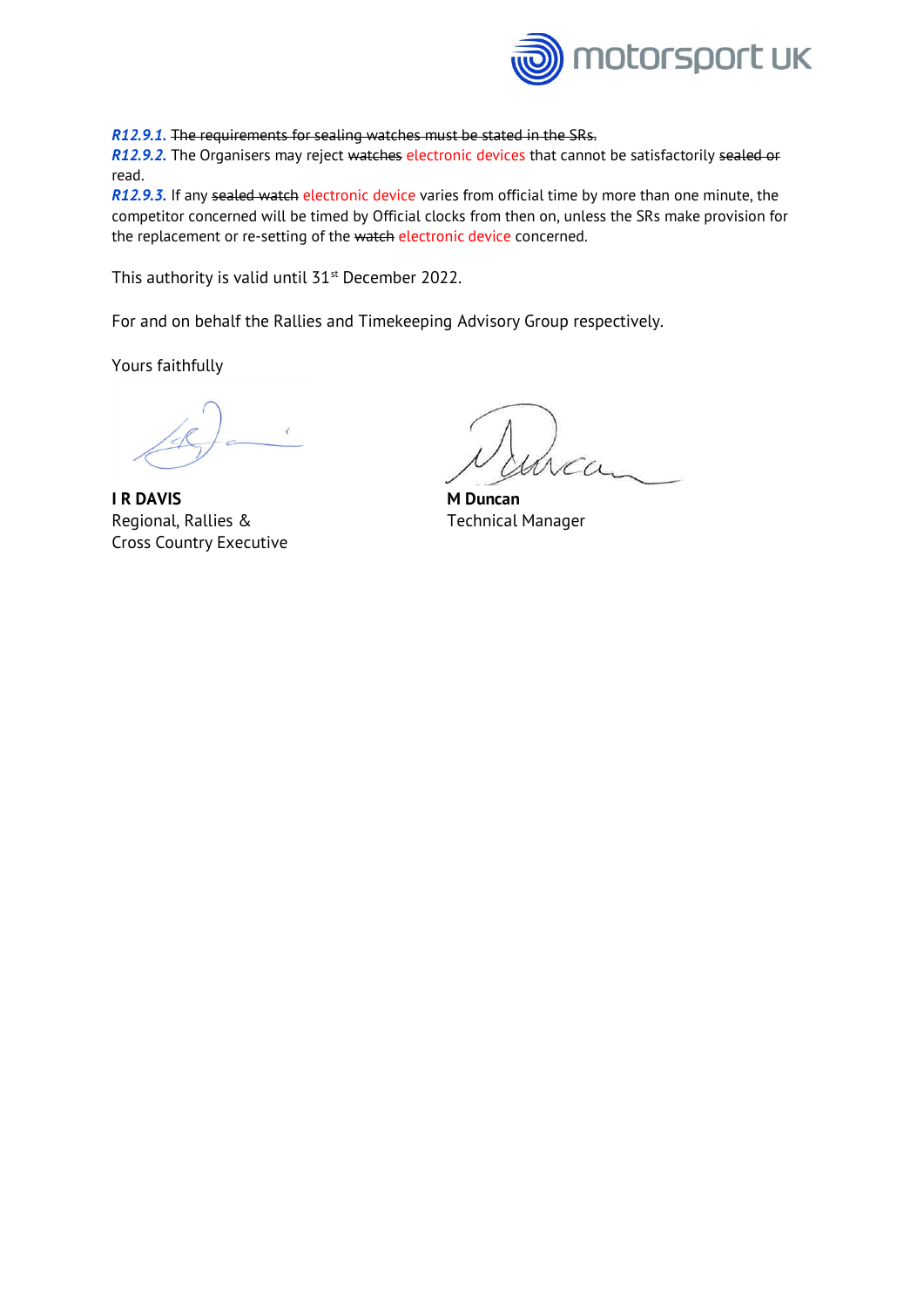***R12.9.1.*** ~~The requirements for sealing watches must be stated in the SRs.~~
***R12.9.2.*** The Organisers may reject ~~watches~~ electronic devices that cannot be satisfactorily ~~sealed or~~ read.
***R12.9.3.*** If any ~~sealed watch~~ electronic device varies from official time by more than one minute, the competitor concerned will be timed by Official clocks from then on, unless the SRs make provision for the replacement or re-setting of the ~~watch~~ electronic device concerned.

This authority is valid until 31st December 2022.

For and on behalf the Rallies and Timekeeping Advisory Group respectively.

Yours faithfully

**I R DAVIS**
Regional, Rallies &
Cross Country Executive

**M Duncan**
Technical Manager